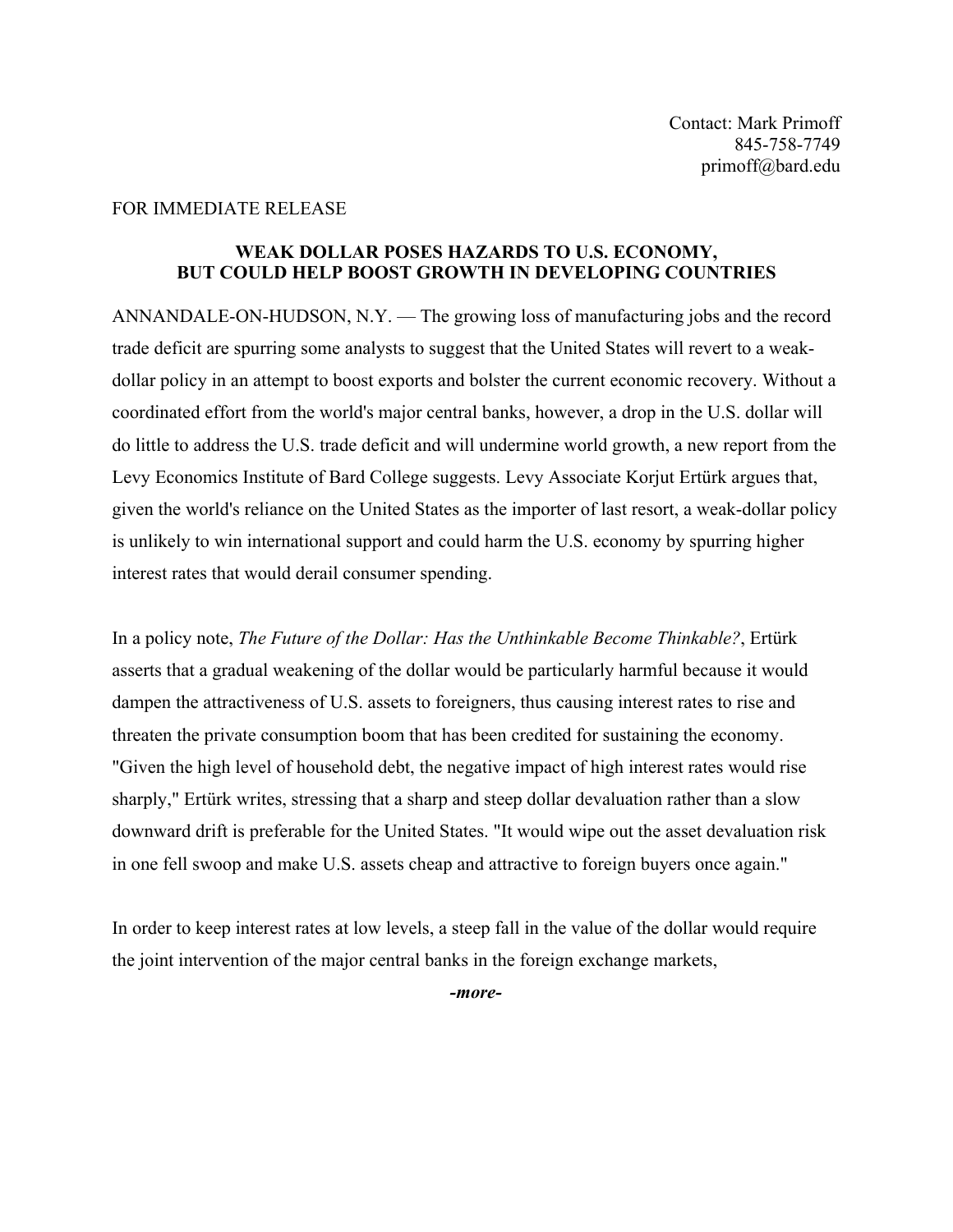Contact: Mark Primoff
845-758-7749
primoff@bard.edu

FOR IMMEDIATE RELEASE

**WEAK DOLLAR POSES HAZARDS TO U.S. ECONOMY, BUT COULD HELP BOOST GROWTH IN DEVELOPING COUNTRIES**

ANNANDALE-ON-HUDSON, N.Y. — The growing loss of manufacturing jobs and the record trade deficit are spurring some analysts to suggest that the United States will revert to a weak-dollar policy in an attempt to boost exports and bolster the current economic recovery. Without a coordinated effort from the world's major central banks, however, a drop in the U.S. dollar will do little to address the U.S. trade deficit and will undermine world growth, a new report from the Levy Economics Institute of Bard College suggests. Levy Associate Korjut Ertürk argues that, given the world's reliance on the United States as the importer of last resort, a weak-dollar policy is unlikely to win international support and could harm the U.S. economy by spurring higher interest rates that would derail consumer spending.

In a policy note, *The Future of the Dollar: Has the Unthinkable Become Thinkable?*, Ertürk asserts that a gradual weakening of the dollar would be particularly harmful because it would dampen the attractiveness of U.S. assets to foreigners, thus causing interest rates to rise and threaten the private consumption boom that has been credited for sustaining the economy. "Given the high level of household debt, the negative impact of high interest rates would rise sharply," Ertürk writes, stressing that a sharp and steep dollar devaluation rather than a slow downward drift is preferable for the United States. "It would wipe out the asset devaluation risk in one fell swoop and make U.S. assets cheap and attractive to foreign buyers once again."

In order to keep interest rates at low levels, a steep fall in the value of the dollar would require the joint intervention of the major central banks in the foreign exchange markets,

***-more-***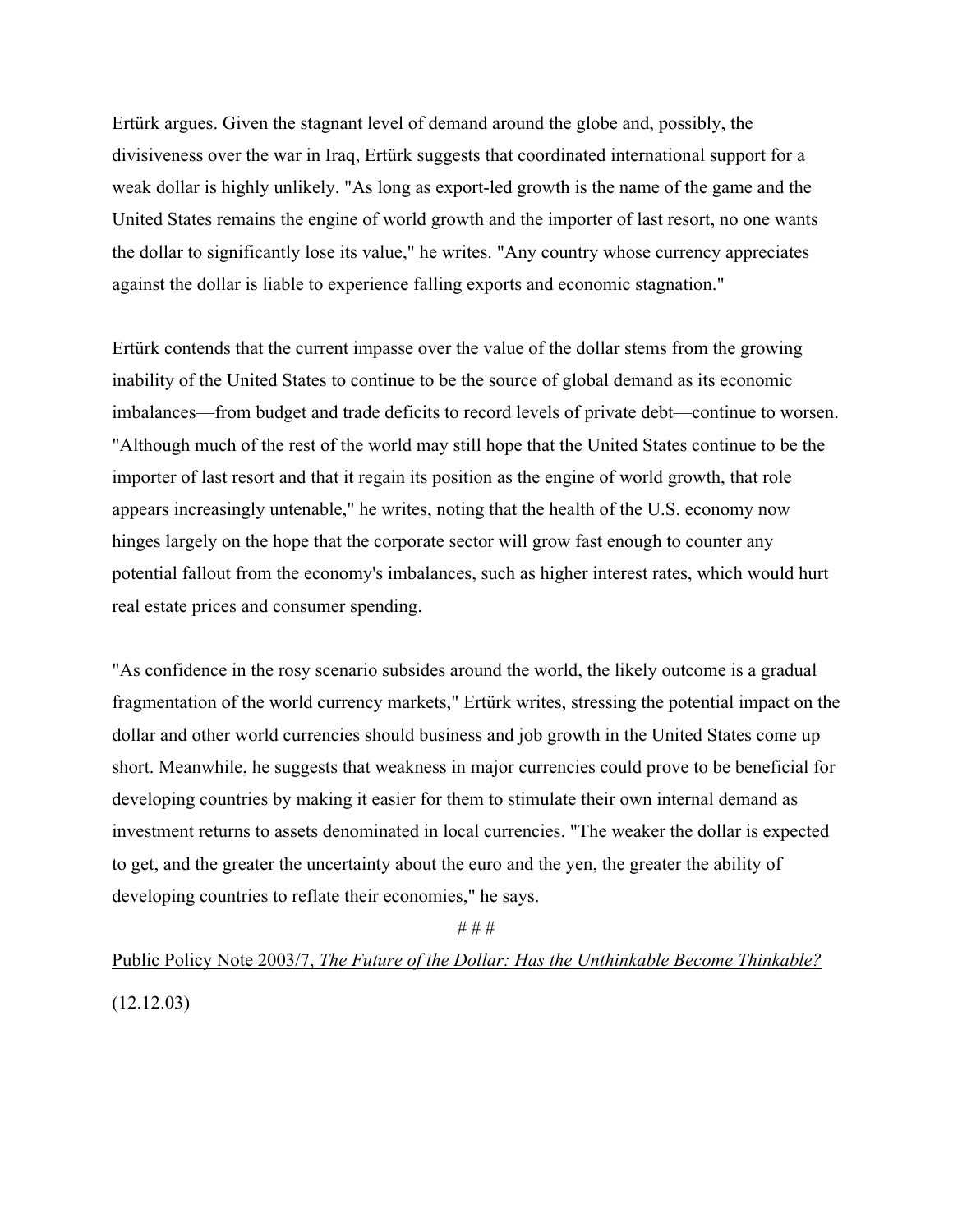Ertürk argues. Given the stagnant level of demand around the globe and, possibly, the divisiveness over the war in Iraq, Ertürk suggests that coordinated international support for a weak dollar is highly unlikely. "As long as export-led growth is the name of the game and the United States remains the engine of world growth and the importer of last resort, no one wants the dollar to significantly lose its value," he writes. "Any country whose currency appreciates against the dollar is liable to experience falling exports and economic stagnation."

Ertürk contends that the current impasse over the value of the dollar stems from the growing inability of the United States to continue to be the source of global demand as its economic imbalances—from budget and trade deficits to record levels of private debt—continue to worsen. "Although much of the rest of the world may still hope that the United States continue to be the importer of last resort and that it regain its position as the engine of world growth, that role appears increasingly untenable," he writes, noting that the health of the U.S. economy now hinges largely on the hope that the corporate sector will grow fast enough to counter any potential fallout from the economy's imbalances, such as higher interest rates, which would hurt real estate prices and consumer spending.

"As confidence in the rosy scenario subsides around the world, the likely outcome is a gradual fragmentation of the world currency markets," Ertürk writes, stressing the potential impact on the dollar and other world currencies should business and job growth in the United States come up short. Meanwhile, he suggests that weakness in major currencies could prove to be beneficial for developing countries by making it easier for them to stimulate their own internal demand as investment returns to assets denominated in local currencies. "The weaker the dollar is expected to get, and the greater the uncertainty about the euro and the yen, the greater the ability of developing countries to reflate their economies," he says.

# # #

Public Policy Note 2003/7, *The Future of the Dollar: Has the Unthinkable Become Thinkable?*

(12.12.03)